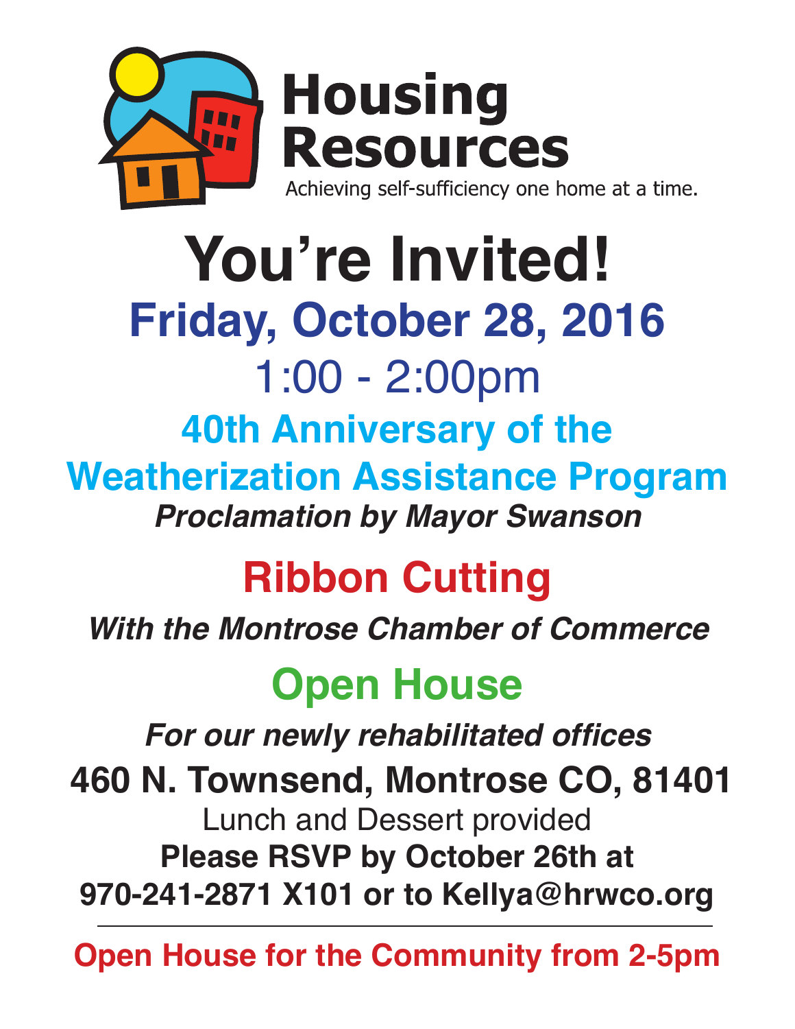**Housing Resources**

Achieving self-sufficiency one home at a time.

# You're Invited!

## Friday, October 28, 2016

1:00 - 2:00pm

## 40th Anniversary of the Weatherization Assistance Program

***Proclamation by Mayor Swanson***

## Ribbon Cutting

***With the Montrose Chamber of Commerce***

## Open House

***For our newly rehabilitated offices***

**460 N. Townsend, Montrose CO, 81401**

Lunch and Dessert provided

**Please RSVP by October 26th at 970-241-2871 X101 or to Kellya@hrwco.org**

---

**Open House for the Community from 2-5pm**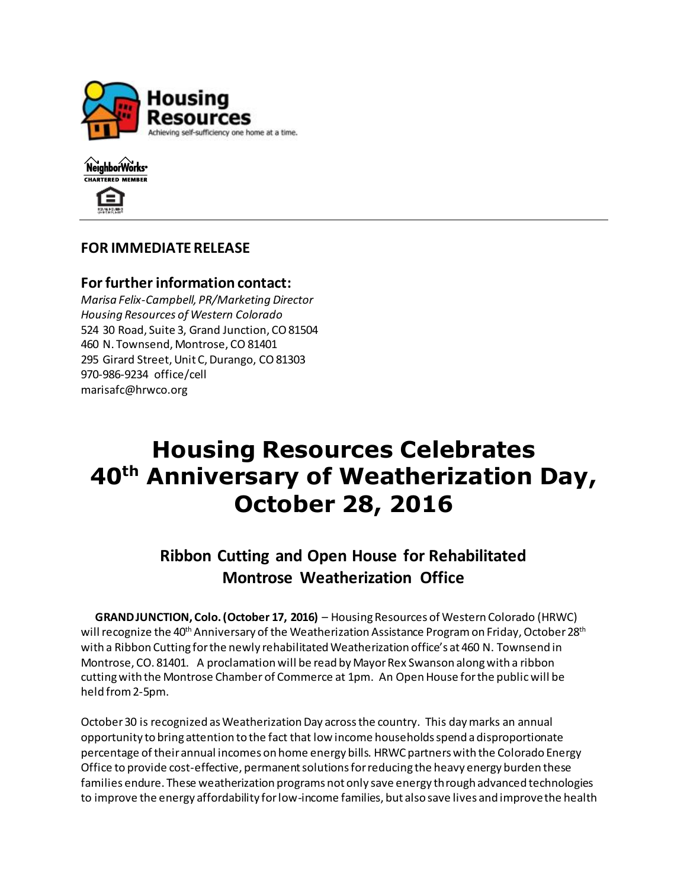**FOR IMMEDIATE RELEASE**

**For further information contact:**

*Marisa Felix-Campbell, PR/Marketing Director*
*Housing Resources of Western Colorado*
524 30 Road, Suite 3, Grand Junction, CO 81504
460 N. Townsend, Montrose, CO 81401
295 Girard Street, Unit C, Durango, CO 81303
970-986-9234 office/cell
marisafc@hrwco.org

# Housing Resources Celebrates 40th Anniversary of Weatherization Day, October 28, 2016

## Ribbon Cutting and Open House for Rehabilitated Montrose Weatherization Office

**GRAND JUNCTION, Colo. (October 17, 2016)** – Housing Resources of Western Colorado (HRWC) will recognize the 40th Anniversary of the Weatherization Assistance Program on Friday, October 28th with a Ribbon Cutting for the newly rehabilitated Weatherization office's at 460 N. Townsend in Montrose, CO. 81401. A proclamation will be read by Mayor Rex Swanson along with a ribbon cutting with the Montrose Chamber of Commerce at 1pm. An Open House for the public will be held from 2-5pm.

October 30 is recognized as Weatherization Day across the country. This day marks an annual opportunity to bring attention to the fact that low income households spend a disproportionate percentage of their annual incomes on home energy bills. HRWC partners with the Colorado Energy Office to provide cost-effective, permanent solutions for reducing the heavy energy burden these families endure. These weatherization programs not only save energy through advanced technologies to improve the energy affordability for low-income families, but also save lives and improve the health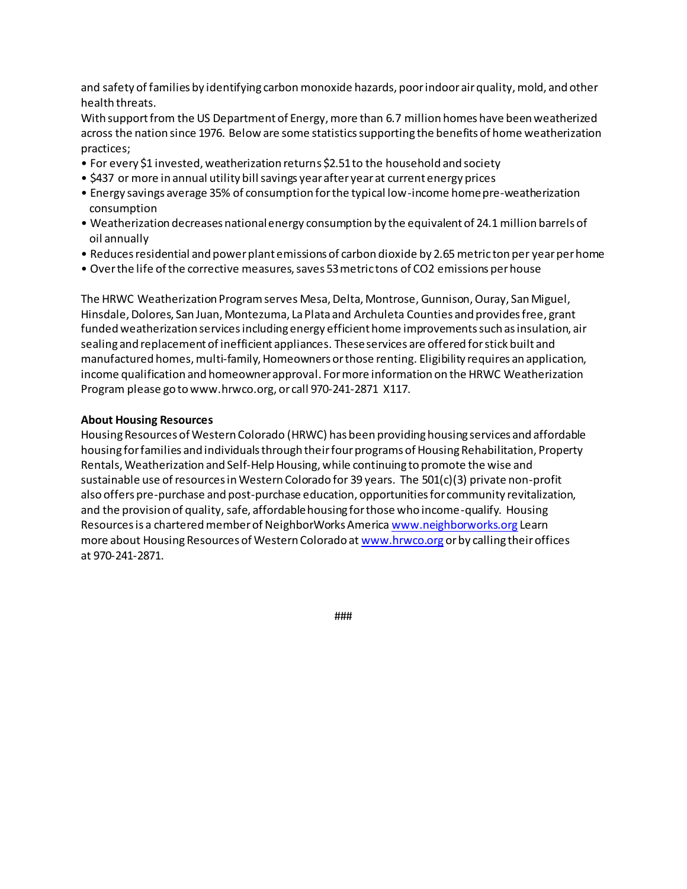and safety of families by identifying carbon monoxide hazards, poor indoor air quality, mold, and other health threats.
With support from the US Department of Energy, more than 6.7 million homes have been weatherized across the nation since 1976. Below are some statistics supporting the benefits of home weatherization practices;

- For every $1 invested, weatherization returns $2.51 to the household and society
- $437 or more in annual utility bill savings year after year at current energy prices
- Energy savings average 35% of consumption for the typical low-income home pre-weatherization consumption
- Weatherization decreases national energy consumption by the equivalent of 24.1 million barrels of oil annually
- Reduces residential and power plant emissions of carbon dioxide by 2.65 metric ton per year per home
- Over the life of the corrective measures, saves 53 metric tons of $CO_2$ emissions per house

The HRWC Weatherization Program serves Mesa, Delta, Montrose, Gunnison, Ouray, San Miguel, Hinsdale, Dolores, San Juan, Montezuma, La Plata and Archuleta Counties and provides free, grant funded weatherization services including energy efficient home improvements such as insulation, air sealing and replacement of inefficient appliances. These services are offered for stick built and manufactured homes, multi-family, Homeowners or those renting. Eligibility requires an application, income qualification and homeowner approval. For more information on the HRWC Weatherization Program please go to www.hrwco.org, or call 970-241-2871 X117.

**About Housing Resources**

Housing Resources of Western Colorado (HRWC) has been providing housing services and affordable housing for families and individuals through their four programs of Housing Rehabilitation, Property Rentals, Weatherization and Self-Help Housing, while continuing to promote the wise and sustainable use of resources in Western Colorado for 39 years. The 501(c)(3) private non-profit also offers pre-purchase and post-purchase education, opportunities for community revitalization, and the provision of quality, safe, affordable housing for those who income-qualify. Housing Resources is a chartered member of NeighborWorks America www.neighborworks.org Learn more about Housing Resources of Western Colorado at www.hrwco.org or by calling their offices at 970-241-2871.

###